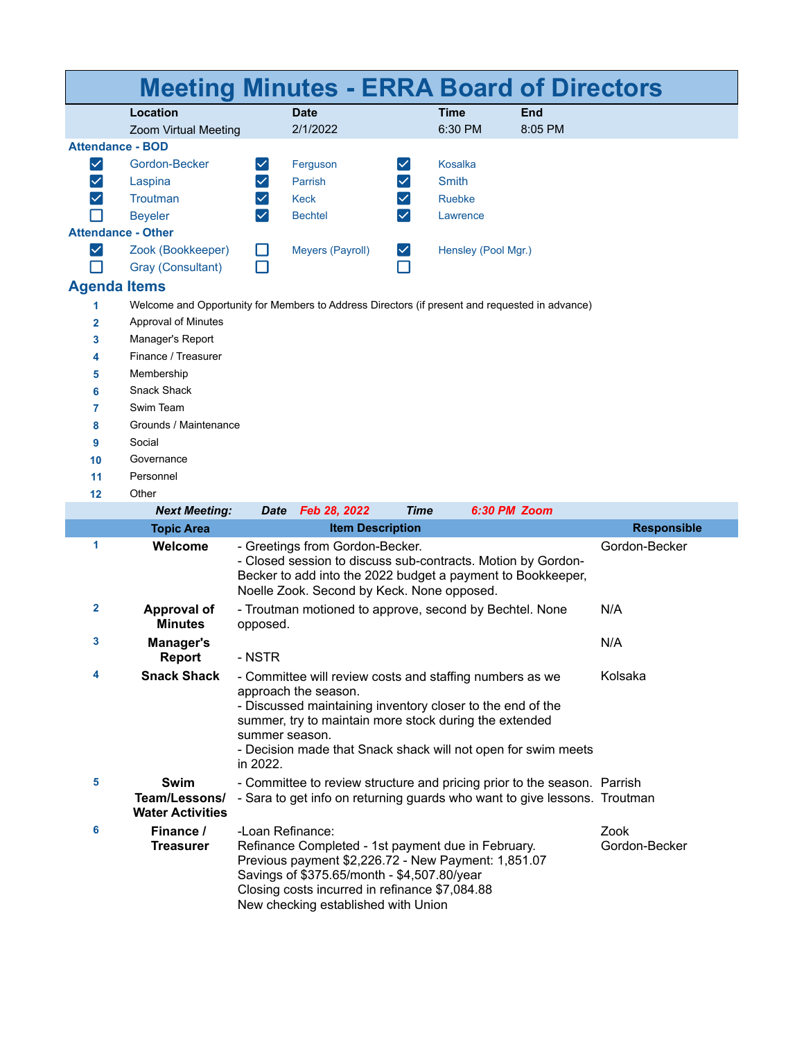# Meeting Minutes - ERRA Board of Directors

| Location | Date | Time | End |
|---|---|---|---|
| Zoom Virtual Meeting | 2/1/2022 | 6:30 PM | 8:05 PM |

### Attendance - BOD

- [x] Gordon-Becker
- [x] Ferguson
- [x] Kosalka
- [x] Laspina
- [x] Parrish
- [x] Smith
- [x] Troutman
- [x] Keck
- [x] Ruebke
- [ ] Beyeler
- [x] Bechtel
- [x] Lawrence

### Attendance - Other

- [x] Zook (Bookkeeper)
- [ ] Meyers (Payroll)
- [x] Hensley (Pool Mgr.)
- [ ] Gray (Consultant)

## Agenda Items

1. Welcome and Opportunity for Members to Address Directors (if present and requested in advance)
2. Approval of Minutes
3. Manager's Report
4. Finance / Treasurer
5. Membership
6. Snack Shack
7. Swim Team
8. Grounds / Maintenance
9. Social
10. Governance
11. Personnel
12. Other

***Next Meeting:*** ***Date*** ***Feb 28, 2022*** ***Time*** ***6:30 PM Zoom***

| | Topic Area | Item Description | Responsible |
|---|---|---|---|
| 1 | **Welcome** | - Greetings from Gordon-Becker.<br>- Closed session to discuss sub-contracts. Motion by Gordon-Becker to add into the 2022 budget a payment to Bookkeeper, Noelle Zook. Second by Keck. None opposed. | Gordon-Becker |
| 2 | **Approval of Minutes** | - Troutman motioned to approve, second by Bechtel. None opposed. | N/A |
| 3 | **Manager's Report** | - NSTR | N/A |
| 4 | **Snack Shack** | - Committee will review costs and staffing numbers as we approach the season.<br>- Discussed maintaining inventory closer to the end of the summer, try to maintain more stock during the extended summer season.<br>- Decision made that Snack shack will not open for swim meets in 2022. | Kolsaka |
| 5 | **Swim Team/Lessons/ Water Activities** | - Committee to review structure and pricing prior to the season.<br>- Sara to get info on returning guards who want to give lessons. | Parrish<br>Troutman |
| 6 | **Finance / Treasurer** | -Loan Refinance:<br>Refinance Completed - 1st payment due in February.<br>Previous payment $2,226.72 - New Payment: 1,851.07<br>Savings of $375.65/month - $4,507.80/year<br>Closing costs incurred in refinance $7,084.88<br>New checking established with Union | Zook<br>Gordon-Becker |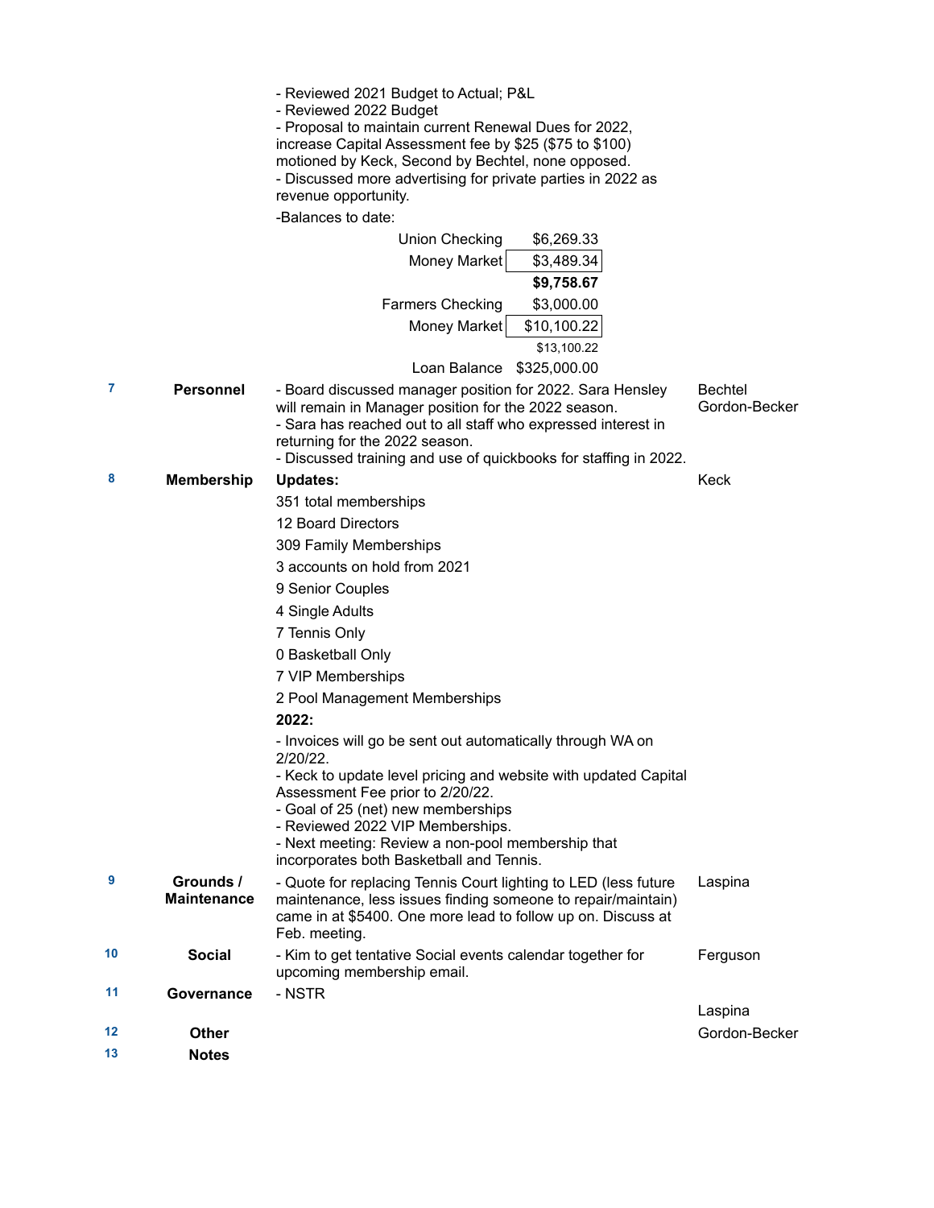| | | | |
|---|---|---|---|
| | | - Reviewed 2021 Budget to Actual; P&L<br>- Reviewed 2022 Budget<br>- Proposal to maintain current Renewal Dues for 2022, increase Capital Assessment fee by $25 ($75 to $100) motioned by Keck, Second by Bechtel, none opposed.<br>- Discussed more advertising for private parties in 2022 as revenue opportunity.<br>-Balances to date:<br>Union Checking $6,269.33<br>Money Market $3,489.34<br>**$9,758.67**<br>Farmers Checking $3,000.00<br>Money Market $10,100.22<br>$13,100.22<br>Loan Balance $325,000.00 | |
| 7 | **Personnel** | - Board discussed manager position for 2022. Sara Hensley will remain in Manager position for the 2022 season.<br>- Sara has reached out to all staff who expressed interest in returning for the 2022 season.<br>- Discussed training and use of quickbooks for staffing in 2022. | Bechtel<br>Gordon-Becker |
| 8 | **Membership** | **Updates:**<br>351 total memberships<br>12 Board Directors<br>309 Family Memberships<br>3 accounts on hold from 2021<br>9 Senior Couples<br>4 Single Adults<br>7 Tennis Only<br>0 Basketball Only<br>7 VIP Memberships<br>2 Pool Management Memberships<br>**2022:**<br>- Invoices will go be sent out automatically through WA on 2/20/22.<br>- Keck to update level pricing and website with updated Capital Assessment Fee prior to 2/20/22.<br>- Goal of 25 (net) new memberships<br>- Reviewed 2022 VIP Memberships.<br>- Next meeting: Review a non-pool membership that incorporates both Basketball and Tennis. | Keck |
| 9 | **Grounds / Maintenance** | - Quote for replacing Tennis Court lighting to LED (less future maintenance, less issues finding someone to repair/maintain) came in at $5400. One more lead to follow up on. Discuss at Feb. meeting. | Laspina |
| 10 | **Social** | - Kim to get tentative Social events calendar together for upcoming membership email. | Ferguson |
| 11 | **Governance** | - NSTR | Laspina |
| 12 | **Other** | | Gordon-Becker |
| 13 | **Notes** | | |